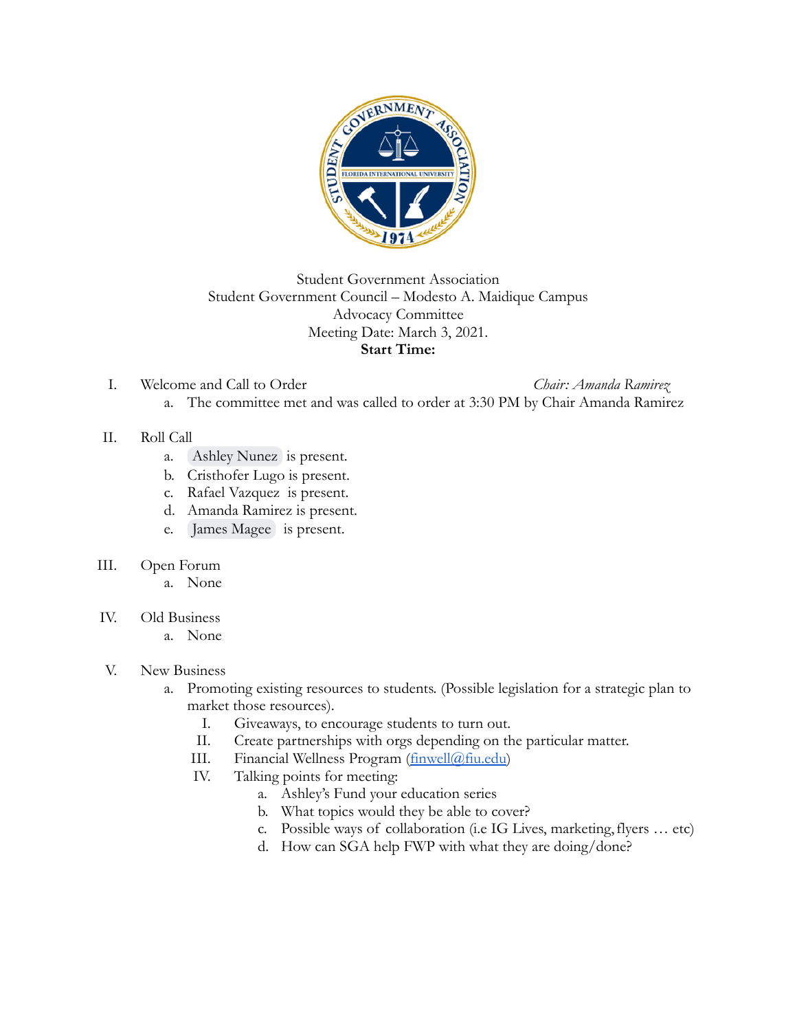Student Government Association
Student Government Council – Modesto A. Maidique Campus
Advocacy Committee
Meeting Date: March 3, 2021.
**Start Time:**

I. Welcome and Call to Order *Chair: Amanda Ramirez*
  a. The committee met and was called to order at 3:30 PM by Chair Amanda Ramirez

II. Roll Call
  a. Ashley Nunez is present.
  b. Cristhofer Lugo is present.
  c. Rafael Vazquez is present.
  d. Amanda Ramirez is present.
  e. James Magee is present.

III. Open Forum
  a. None

IV. Old Business
  a. None

V. New Business
  a. Promoting existing resources to students. (Possible legislation for a strategic plan to market those resources).
    I. Giveaways, to encourage students to turn out.
    II. Create partnerships with orgs depending on the particular matter.
    III. Financial Wellness Program (finwell@fiu.edu)
    IV. Talking points for meeting:
      a. Ashley's Fund your education series
      b. What topics would they be able to cover?
      c. Possible ways of collaboration (i.e IG Lives, marketing, flyers … etc)
      d. How can SGA help FWP with what they are doing/done?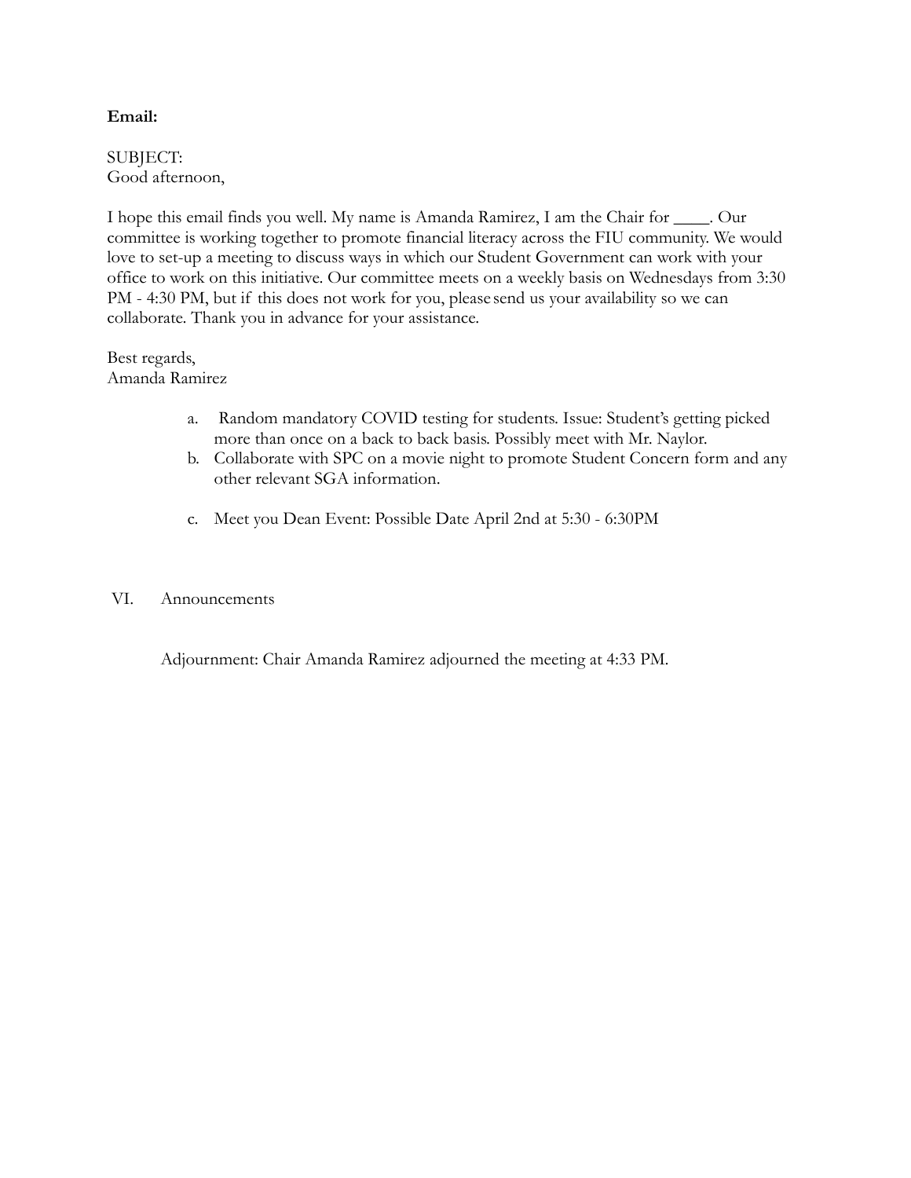**Email:**

SUBJECT:
Good afternoon,

I hope this email finds you well. My name is Amanda Ramirez, I am the Chair for ____. Our committee is working together to promote financial literacy across the FIU community. We would love to set-up a meeting to discuss ways in which our Student Government can work with your office to work on this initiative. Our committee meets on a weekly basis on Wednesdays from 3:30 PM - 4:30 PM, but if this does not work for you, please send us your availability so we can collaborate. Thank you in advance for your assistance.

Best regards,
Amanda Ramirez

a. Random mandatory COVID testing for students. Issue: Student's getting picked more than once on a back to back basis. Possibly meet with Mr. Naylor.
b. Collaborate with SPC on a movie night to promote Student Concern form and any other relevant SGA information.
c. Meet you Dean Event: Possible Date April 2nd at 5:30 - 6:30PM

VI. Announcements

Adjournment: Chair Amanda Ramirez adjourned the meeting at 4:33 PM.